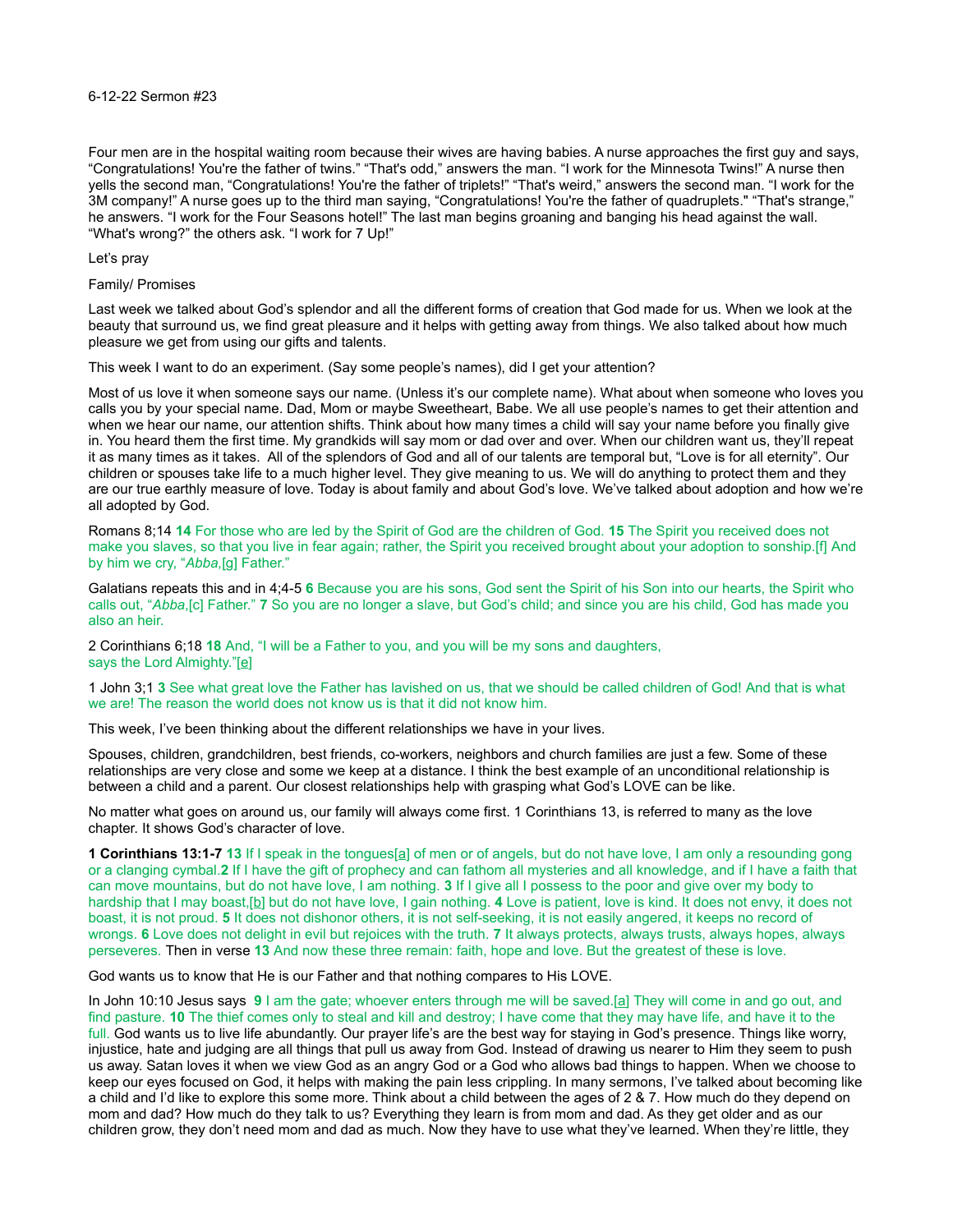6-12-22 Sermon #23

Four men are in the hospital waiting room because their wives are having babies. A nurse approaches the first guy and says, "Congratulations! You're the father of twins." "That's odd," answers the man. "I work for the Minnesota Twins!" A nurse then yells the second man, "Congratulations! You're the father of triplets!" "That's weird," answers the second man. "I work for the 3M company!" A nurse goes up to the third man saying, "Congratulations! You're the father of quadruplets." "That's strange," he answers. "I work for the Four Seasons hotel!" The last man begins groaning and banging his head against the wall. "What's wrong?" the others ask. "I work for 7 Up!"

Let's pray

Family/ Promises

Last week we talked about God's splendor and all the different forms of creation that God made for us. When we look at the beauty that surround us, we find great pleasure and it helps with getting away from things. We also talked about how much pleasure we get from using our gifts and talents.

This week I want to do an experiment. (Say some people's names), did I get your attention?

Most of us love it when someone says our name. (Unless it's our complete name). What about when someone who loves you calls you by your special name. Dad, Mom or maybe Sweetheart, Babe. We all use people's names to get their attention and when we hear our name, our attention shifts. Think about how many times a child will say your name before you finally give in. You heard them the first time. My grandkids will say mom or dad over and over. When our children want us, they'll repeat it as many times as it takes. All of the splendors of God and all of our talents are temporal but, "Love is for all eternity". Our children or spouses take life to a much higher level. They give meaning to us. We will do anything to protect them and they are our true earthly measure of love. Today is about family and about God's love. We've talked about adoption and how we're all adopted by God.

Romans 8;14 **14** For those who are led by the Spirit of God are the children of God. **15** The Spirit you received does not make you slaves, so that you live in fear again; rather, the Spirit you received brought about your adoption to sonship.[f] And by him we cry, "*Abba*,[g] Father."

Galatians repeats this and in 4;4-5 **6** Because you are his sons, God sent the Spirit of his Son into our hearts, the Spirit who calls out, "*Abba*,[c] Father." **7** So you are no longer a slave, but God's child; and since you are his child, God has made you also an heir.

2 Corinthians 6;18 **18** And, "I will be a Father to you, and you will be my sons and daughters,
says the Lord Almighty."[e]

1 John 3;1 **3** See what great love the Father has lavished on us, that we should be called children of God! And that is what we are! The reason the world does not know us is that it did not know him.

This week, I've been thinking about the different relationships we have in your lives.

Spouses, children, grandchildren, best friends, co-workers, neighbors and church families are just a few. Some of these relationships are very close and some we keep at a distance. I think the best example of an unconditional relationship is between a child and a parent. Our closest relationships help with grasping what God's LOVE can be like.

No matter what goes on around us, our family will always come first. 1 Corinthians 13, is referred to many as the love chapter. It shows God's character of love.

**1 Corinthians 13:1-7** **13** If I speak in the tongues[a] of men or of angels, but do not have love, I am only a resounding gong or a clanging cymbal.**2** If I have the gift of prophecy and can fathom all mysteries and all knowledge, and if I have a faith that can move mountains, but do not have love, I am nothing. **3** If I give all I possess to the poor and give over my body to hardship that I may boast,[b] but do not have love, I gain nothing. **4** Love is patient, love is kind. It does not envy, it does not boast, it is not proud. **5** It does not dishonor others, it is not self-seeking, it is not easily angered, it keeps no record of wrongs. **6** Love does not delight in evil but rejoices with the truth. **7** It always protects, always trusts, always hopes, always perseveres. Then in verse **13** And now these three remain: faith, hope and love. But the greatest of these is love.

God wants us to know that He is our Father and that nothing compares to His LOVE.

In John 10:10 Jesus says **9** I am the gate; whoever enters through me will be saved.[a] They will come in and go out, and find pasture. **10** The thief comes only to steal and kill and destroy; I have come that they may have life, and have it to the full. God wants us to live life abundantly. Our prayer life's are the best way for staying in God's presence. Things like worry, injustice, hate and judging are all things that pull us away from God. Instead of drawing us nearer to Him they seem to push us away. Satan loves it when we view God as an angry God or a God who allows bad things to happen. When we choose to keep our eyes focused on God, it helps with making the pain less crippling. In many sermons, I've talked about becoming like a child and I'd like to explore this some more. Think about a child between the ages of 2 & 7. How much do they depend on mom and dad? How much do they talk to us? Everything they learn is from mom and dad. As they get older and as our children grow, they don't need mom and dad as much. Now they have to use what they've learned. When they're little, they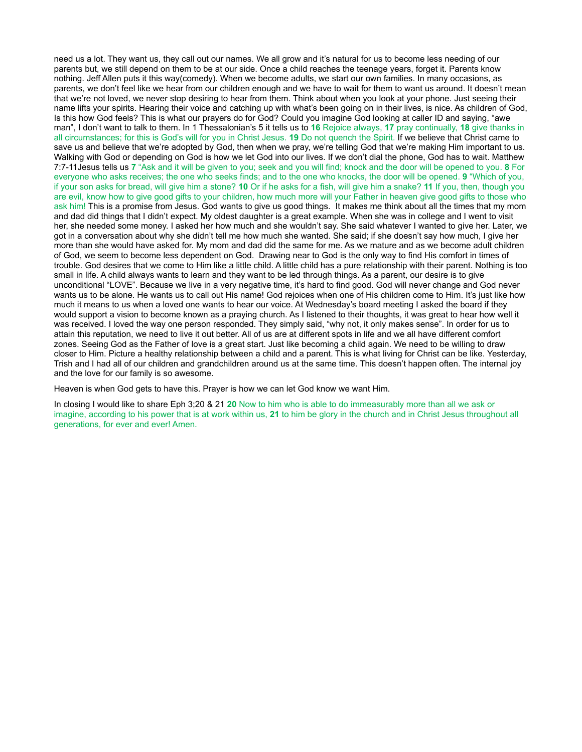need us a lot. They want us, they call out our names. We all grow and it's natural for us to become less needing of our parents but, we still depend on them to be at our side. Once a child reaches the teenage years, forget it. Parents know nothing. Jeff Allen puts it this way(comedy). When we become adults, we start our own families. In many occasions, as parents, we don't feel like we hear from our children enough and we have to wait for them to want us around. It doesn't mean that we're not loved, we never stop desiring to hear from them. Think about when you look at your phone. Just seeing their name lifts your spirits. Hearing their voice and catching up with what's been going on in their lives, is nice. As children of God, Is this how God feels? This is what our prayers do for God? Could you imagine God looking at caller ID and saying, "awe man", I don't want to talk to them. In 1 Thessalonian's 5 it tells us to **16** Rejoice always, **17** pray continually, **18** give thanks in all circumstances; for this is God's will for you in Christ Jesus. **19** Do not quench the Spirit. If we believe that Christ came to save us and believe that we're adopted by God, then when we pray, we're telling God that we're making Him important to us. Walking with God or depending on God is how we let God into our lives. If we don't dial the phone, God has to wait. Matthew 7:7-11Jesus tells us **7** "Ask and it will be given to you; seek and you will find; knock and the door will be opened to you. **8** For everyone who asks receives; the one who seeks finds; and to the one who knocks, the door will be opened. **9** "Which of you, if your son asks for bread, will give him a stone? **10** Or if he asks for a fish, will give him a snake? **11** If you, then, though you are evil, know how to give good gifts to your children, how much more will your Father in heaven give good gifts to those who ask him! This is a promise from Jesus. God wants to give us good things. It makes me think about all the times that my mom and dad did things that I didn't expect. My oldest daughter is a great example. When she was in college and I went to visit her, she needed some money. I asked her how much and she wouldn't say. She said whatever I wanted to give her. Later, we got in a conversation about why she didn't tell me how much she wanted. She said; if she doesn't say how much, I give her more than she would have asked for. My mom and dad did the same for me. As we mature and as we become adult children of God, we seem to become less dependent on God. Drawing near to God is the only way to find His comfort in times of trouble. God desires that we come to Him like a little child. A little child has a pure relationship with their parent. Nothing is too small in life. A child always wants to learn and they want to be led through things. As a parent, our desire is to give unconditional "LOVE". Because we live in a very negative time, it's hard to find good. God will never change and God never wants us to be alone. He wants us to call out His name! God rejoices when one of His children come to Him. It's just like how much it means to us when a loved one wants to hear our voice. At Wednesday's board meeting I asked the board if they would support a vision to become known as a praying church. As I listened to their thoughts, it was great to hear how well it was received. I loved the way one person responded. They simply said, "why not, it only makes sense". In order for us to attain this reputation, we need to live it out better. All of us are at different spots in life and we all have different comfort zones. Seeing God as the Father of love is a great start. Just like becoming a child again. We need to be willing to draw closer to Him. Picture a healthy relationship between a child and a parent. This is what living for Christ can be like. Yesterday, Trish and I had all of our children and grandchildren around us at the same time. This doesn't happen often. The internal joy and the love for our family is so awesome.

Heaven is when God gets to have this. Prayer is how we can let God know we want Him.

In closing I would like to share Eph 3;20 & 21 **20** Now to him who is able to do immeasurably more than all we ask or imagine, according to his power that is at work within us, **21** to him be glory in the church and in Christ Jesus throughout all generations, for ever and ever! Amen.